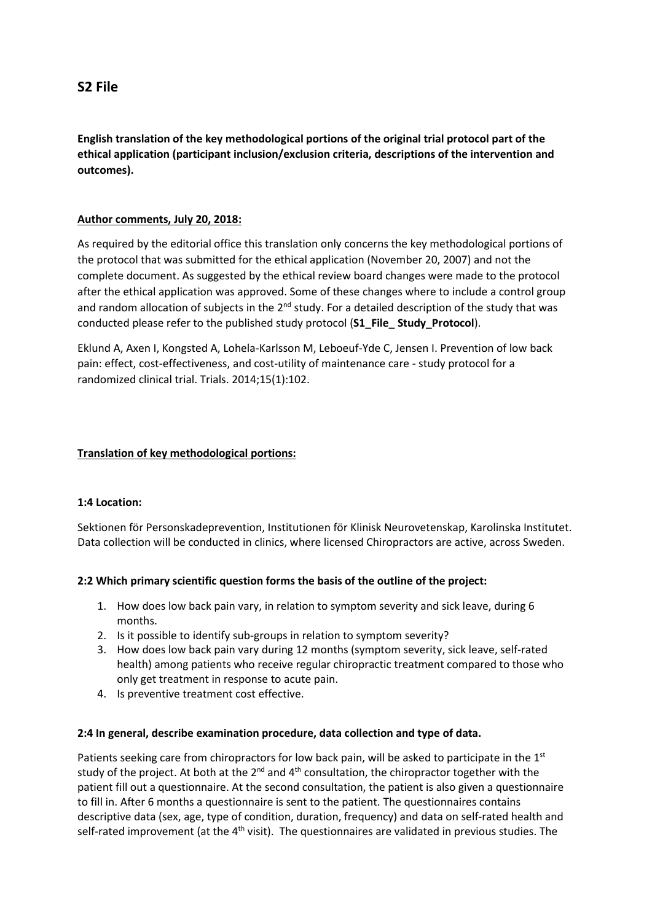# S2 File

**English translation of the key methodological portions of the original trial protocol part of the ethical application (participant inclusion/exclusion criteria, descriptions of the intervention and outcomes).**

**Author comments, July 20, 2018:**

As required by the editorial office this translation only concerns the key methodological portions of the protocol that was submitted for the ethical application (November 20, 2007) and not the complete document. As suggested by the ethical review board changes were made to the protocol after the ethical application was approved. Some of these changes where to include a control group and random allocation of subjects in the 2nd study. For a detailed description of the study that was conducted please refer to the published study protocol (**S1_File_ Study_Protocol**).

Eklund A, Axen I, Kongsted A, Lohela-Karlsson M, Leboeuf-Yde C, Jensen I. Prevention of low back pain: effect, cost-effectiveness, and cost-utility of maintenance care - study protocol for a randomized clinical trial. Trials. 2014;15(1):102.

**Translation of key methodological portions:**

**1:4 Location:**

Sektionen för Personskadeprevention, Institutionen för Klinisk Neurovetenskap, Karolinska Institutet. Data collection will be conducted in clinics, where licensed Chiropractors are active, across Sweden.

**2:2 Which primary scientific question forms the basis of the outline of the project:**

1. How does low back pain vary, in relation to symptom severity and sick leave, during 6 months.
2. Is it possible to identify sub-groups in relation to symptom severity?
3. How does low back pain vary during 12 months (symptom severity, sick leave, self-rated health) among patients who receive regular chiropractic treatment compared to those who only get treatment in response to acute pain.
4. Is preventive treatment cost effective.

**2:4 In general, describe examination procedure, data collection and type of data.**

Patients seeking care from chiropractors for low back pain, will be asked to participate in the 1st study of the project. At both at the 2nd and 4th consultation, the chiropractor together with the patient fill out a questionnaire. At the second consultation, the patient is also given a questionnaire to fill in. After 6 months a questionnaire is sent to the patient. The questionnaires contains descriptive data (sex, age, type of condition, duration, frequency) and data on self-rated health and self-rated improvement (at the 4th visit). The questionnaires are validated in previous studies. The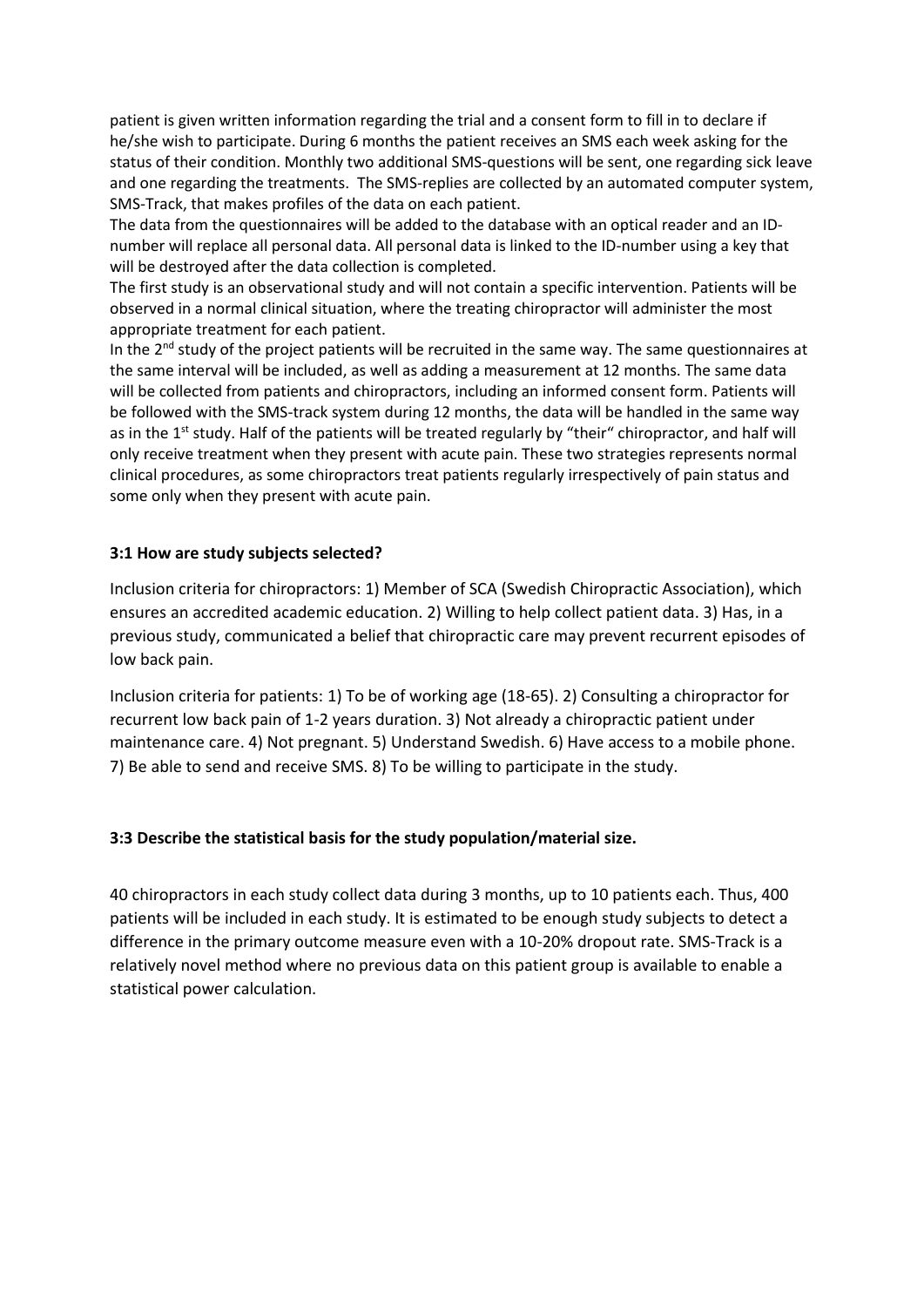patient is given written information regarding the trial and a consent form to fill in to declare if he/she wish to participate. During 6 months the patient receives an SMS each week asking for the status of their condition. Monthly two additional SMS-questions will be sent, one regarding sick leave and one regarding the treatments. The SMS-replies are collected by an automated computer system, SMS-Track, that makes profiles of the data on each patient.

The data from the questionnaires will be added to the database with an optical reader and an ID-number will replace all personal data. All personal data is linked to the ID-number using a key that will be destroyed after the data collection is completed.

The first study is an observational study and will not contain a specific intervention. Patients will be observed in a normal clinical situation, where the treating chiropractor will administer the most appropriate treatment for each patient.

In the 2nd study of the project patients will be recruited in the same way. The same questionnaires at the same interval will be included, as well as adding a measurement at 12 months. The same data will be collected from patients and chiropractors, including an informed consent form. Patients will be followed with the SMS-track system during 12 months, the data will be handled in the same way as in the 1st study. Half of the patients will be treated regularly by "their" chiropractor, and half will only receive treatment when they present with acute pain. These two strategies represents normal clinical procedures, as some chiropractors treat patients regularly irrespectively of pain status and some only when they present with acute pain.

### 3:1 How are study subjects selected?

Inclusion criteria for chiropractors: 1) Member of SCA (Swedish Chiropractic Association), which ensures an accredited academic education. 2) Willing to help collect patient data. 3) Has, in a previous study, communicated a belief that chiropractic care may prevent recurrent episodes of low back pain.

Inclusion criteria for patients: 1) To be of working age (18-65). 2) Consulting a chiropractor for recurrent low back pain of 1-2 years duration. 3) Not already a chiropractic patient under maintenance care. 4) Not pregnant. 5) Understand Swedish. 6) Have access to a mobile phone. 7) Be able to send and receive SMS. 8) To be willing to participate in the study.

### 3:3 Describe the statistical basis for the study population/material size.

40 chiropractors in each study collect data during 3 months, up to 10 patients each. Thus, 400 patients will be included in each study. It is estimated to be enough study subjects to detect a difference in the primary outcome measure even with a 10-20% dropout rate. SMS-Track is a relatively novel method where no previous data on this patient group is available to enable a statistical power calculation.